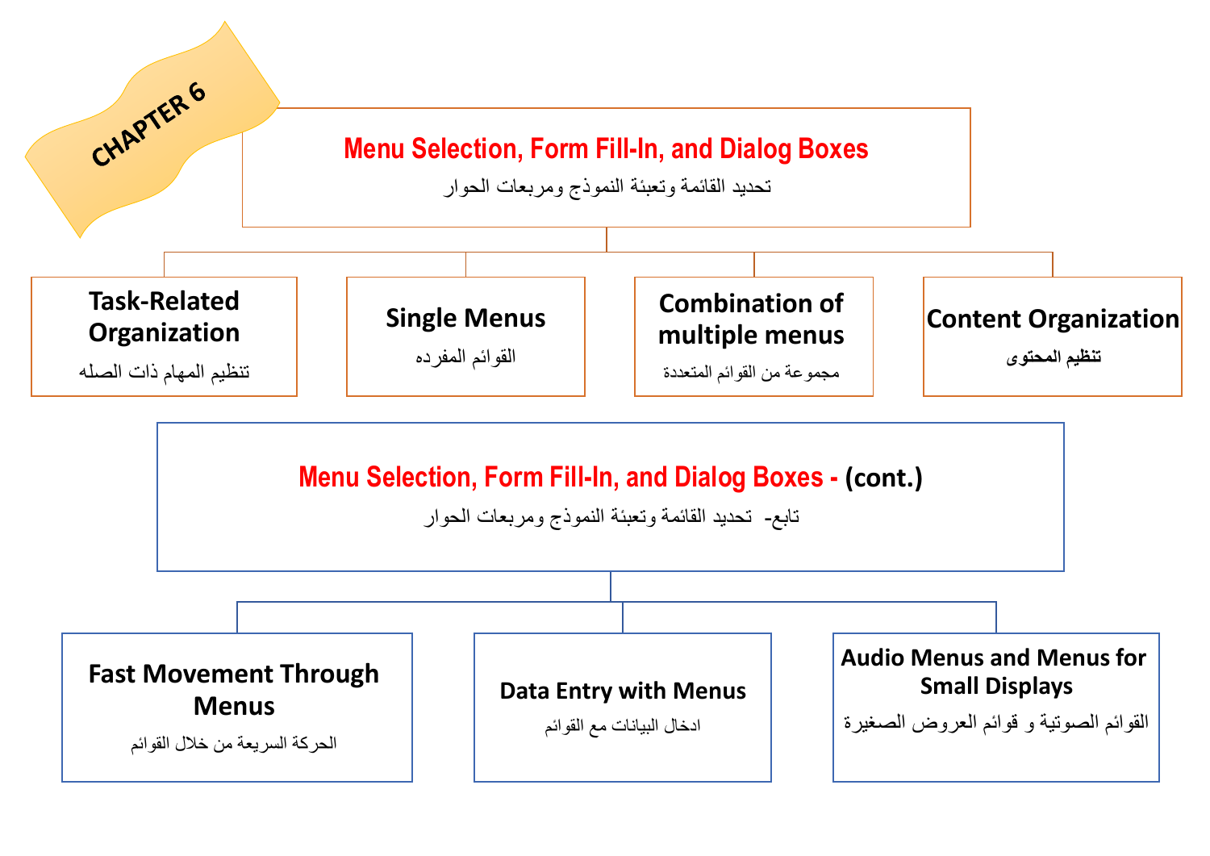CHAPTER 6

# Menu Selection, Form Fill-In, and Dialog Boxes

تحديد القائمة وتعبئة النموذج ومربعات الحوار

- **Task-Related Organization**
  تنظيم المهام ذات الصله
- **Single Menus**
  القوائم المفرده
- **Combination of multiple menus**
  مجموعة من القوائم المتعددة
- **Content Organization**
  تنظيم المحتوى

# Menu Selection, Form Fill-In, and Dialog Boxes - (cont.)

تابع- تحديد القائمة وتعبئة النموذج ومربعات الحوار

- **Fast Movement Through Menus**
  الحركة السريعة من خلال القوائم
- **Data Entry with Menus**
  ادخال البيانات مع القوائم
- **Audio Menus and Menus for Small Displays**
  القوائم الصوتية و قوائم العروض الصغيرة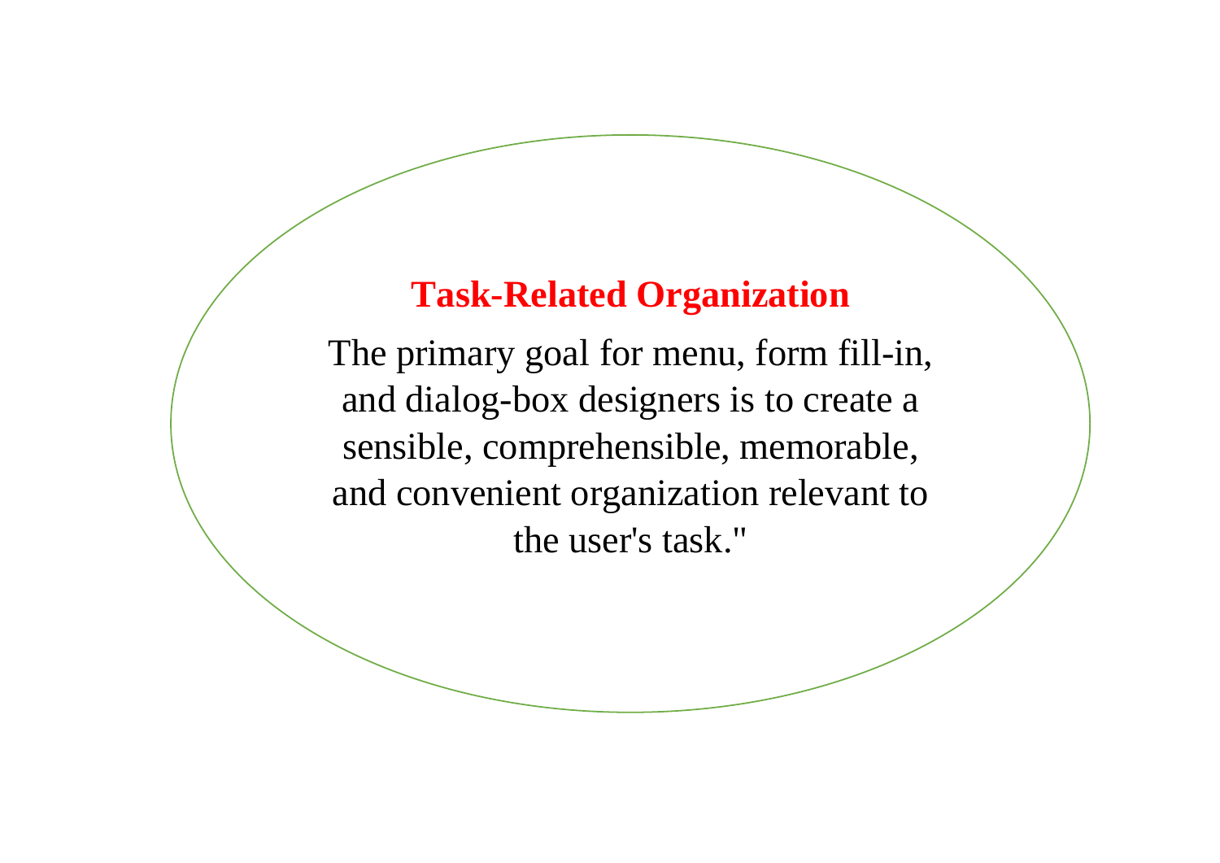## Task-Related Organization

The primary goal for menu, form fill-in, and dialog-box designers is to create a sensible, comprehensible, memorable, and convenient organization relevant to the user's task."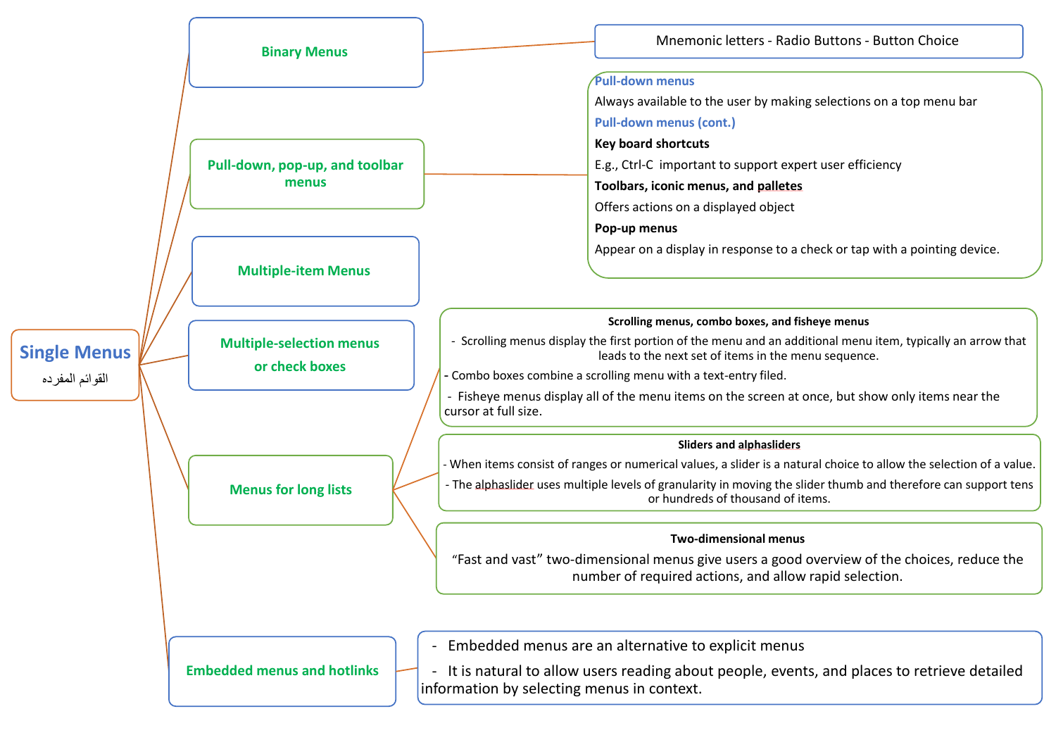# Single Menus

القوائم المفرده

## Binary Menus

Mnemonic letters - Radio Buttons - Button Choice

## Pull-down, pop-up, and toolbar menus

**Pull-down menus**

Always available to the user by making selections on a top menu bar

**Pull-down menus (cont.)**

**Key board shortcuts**

E.g., Ctrl-C important to support expert user efficiency

**Toolbars, iconic menus, and palletes**

Offers actions on a displayed object

**Pop-up menus**

Appear on a display in response to a check or tap with a pointing device.

## Multiple-item Menus

## Multiple-selection menus or check boxes

## Menus for long lists

**Scrolling menus, combo boxes, and fisheye menus**

- Scrolling menus display the first portion of the menu and an additional menu item, typically an arrow that leads to the next set of items in the menu sequence.
- Combo boxes combine a scrolling menu with a text-entry filed.
- Fisheye menus display all of the menu items on the screen at once, but show only items near the cursor at full size.

**Sliders and alphasliders**

- When items consist of ranges or numerical values, a slider is a natural choice to allow the selection of a value.
- The alphaslider uses multiple levels of granularity in moving the slider thumb and therefore can support tens or hundreds of thousand of items.

**Two-dimensional menus**

"Fast and vast" two-dimensional menus give users a good overview of the choices, reduce the number of required actions, and allow rapid selection.

## Embedded menus and hotlinks

- Embedded menus are an alternative to explicit menus
- It is natural to allow users reading about people, events, and places to retrieve detailed information by selecting menus in context.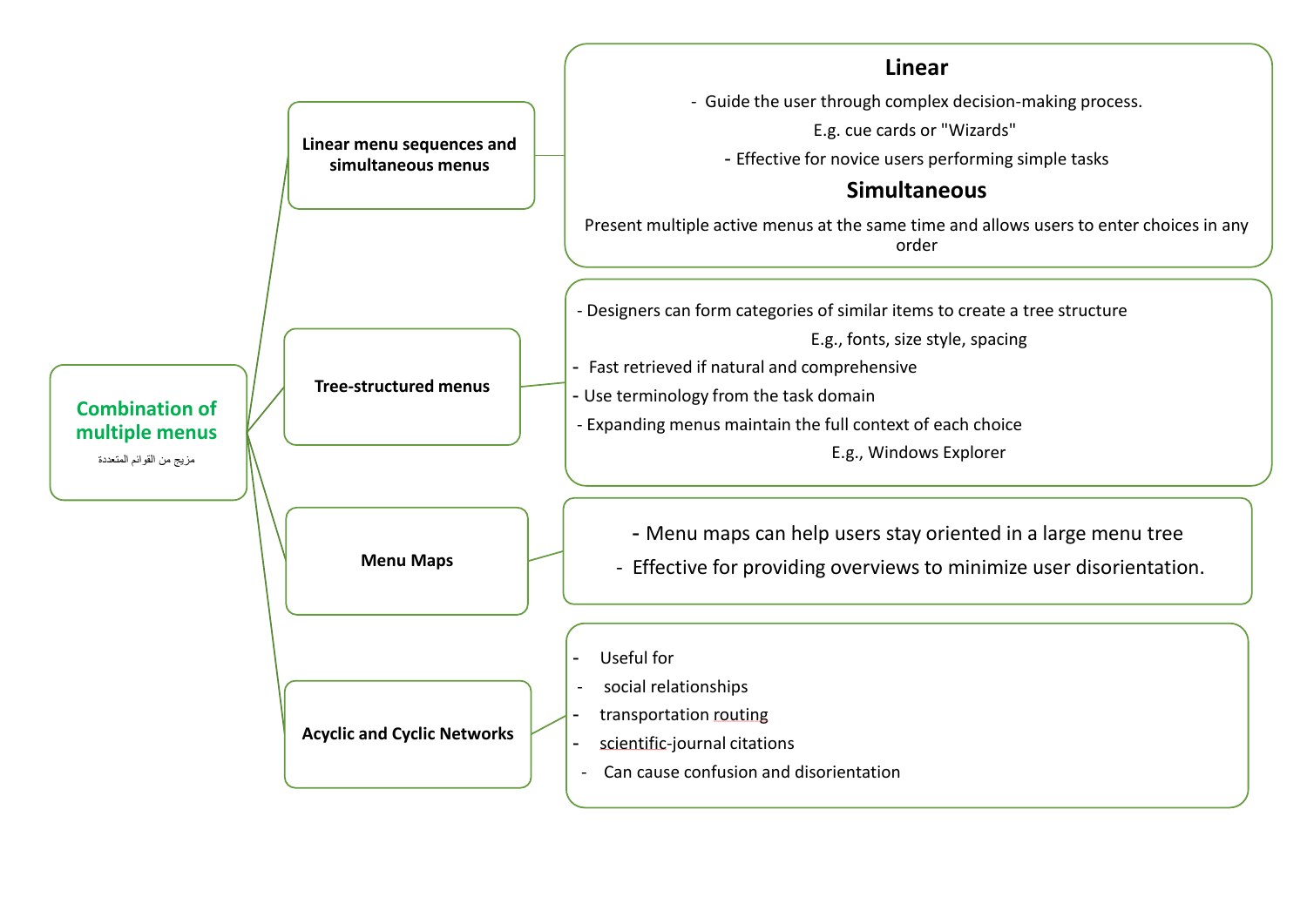# Combination of multiple menus

مزيج من القوائم المتعددة

## Linear menu sequences and simultaneous menus

### Linear

- Guide the user through complex decision-making process.

  E.g. cue cards or "Wizards"

- Effective for novice users performing simple tasks

### Simultaneous

Present multiple active menus at the same time and allows users to enter choices in any order

## Tree-structured menus

- Designers can form categories of similar items to create a tree structure

  E.g., fonts, size style, spacing

- Fast retrieved if natural and comprehensive
- Use terminology from the task domain
- Expanding menus maintain the full context of each choice

  E.g., Windows Explorer

## Menu Maps

- Menu maps can help users stay oriented in a large menu tree
- Effective for providing overviews to minimize user disorientation.

## Acyclic and Cyclic Networks

- Useful for
- social relationships
- transportation routing
- scientific-journal citations
- Can cause confusion and disorientation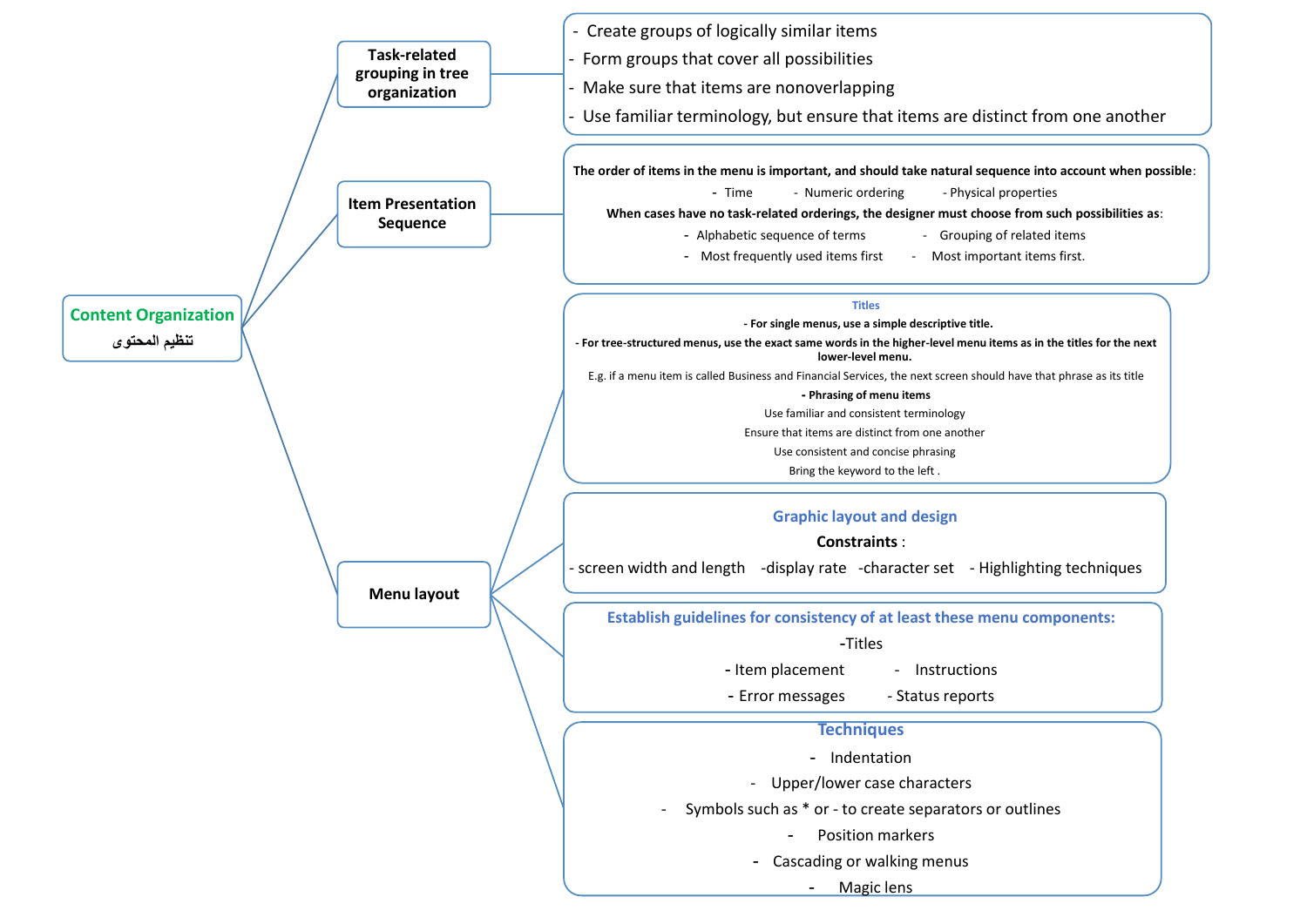# Content Organization
## تنظيم المحتوى

### Task-related grouping in tree organization

- Create groups of logically similar items
- Form groups that cover all possibilities
- Make sure that items are nonoverlapping
- Use familiar terminology, but ensure that items are distinct from one another

### Item Presentation Sequence

**The order of items in the menu is important, and should take natural sequence into account when possible:**

- Time
- Numeric ordering
- Physical properties

**When cases have no task-related orderings, the designer must choose from such possibilities as:**

- Alphabetic sequence of terms
- Grouping of related items
- Most frequently used items first
- Most important items first.

### Menu layout

#### Titles

**- For single menus, use a simple descriptive title.**

**- For tree-structured menus, use the exact same words in the higher-level menu items as in the titles for the next lower-level menu.**

E.g. if a menu item is called Business and Financial Services, the next screen should have that phrase as its title

**- Phrasing of menu items**

Use familiar and consistent terminology

Ensure that items are distinct from one another

Use consistent and concise phrasing

Bring the keyword to the left .

#### Graphic layout and design

**Constraints** :

- screen width and length
- display rate
- character set
- Highlighting techniques

#### Establish guidelines for consistency of at least these menu components:

- Titles
- Item placement
- Instructions
- Error messages
- Status reports

#### Techniques

- Indentation
- Upper/lower case characters
- Symbols such as * or - to create separators or outlines
- Position markers
- Cascading or walking menus
- Magic lens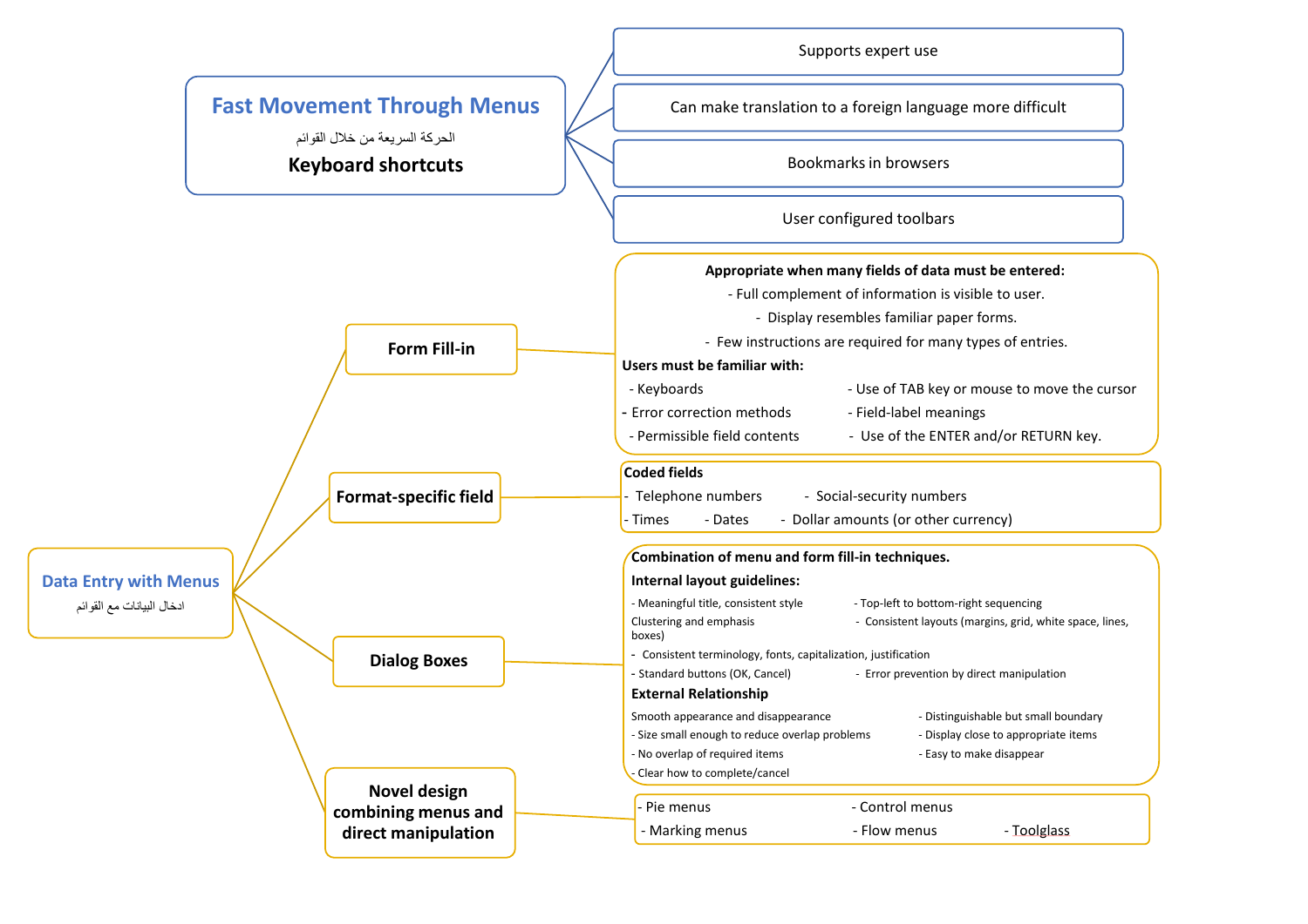## Fast Movement Through Menus

الحركة السريعة من خلال القوائم

**Keyboard shortcuts**

- Supports expert use
- Can make translation to a foreign language more difficult
- Bookmarks in browsers
- User configured toolbars

## Data Entry with Menus

ادخال البيانات مع القوائم

### Form Fill-in

**Appropriate when many fields of data must be entered:**

- Full complement of information is visible to user.
- Display resembles familiar paper forms.
- Few instructions are required for many types of entries.

**Users must be familiar with:**

- Keyboards
- Use of TAB key or mouse to move the cursor
- Error correction methods
- Field-label meanings
- Permissible field contents
- Use of the ENTER and/or RETURN key.

### Format-specific field

**Coded fields**

- Telephone numbers
- Social-security numbers
- Times
- Dates
- Dollar amounts (or other currency)

### Dialog Boxes

**Combination of menu and form fill-in techniques.**

**Internal layout guidelines:**

- Meaningful title, consistent style
- Top-left to bottom-right sequencing
- Clustering and emphasis
- Consistent layouts (margins, grid, white space, lines, boxes)
- Consistent terminology, fonts, capitalization, justification
- Standard buttons (OK, Cancel)
- Error prevention by direct manipulation

**External Relationship**

- Smooth appearance and disappearance
- Distinguishable but small boundary
- Size small enough to reduce overlap problems
- Display close to appropriate items
- No overlap of required items
- Easy to make disappear
- Clear how to complete/cancel

### Novel design combining menus and direct manipulation

- Pie menus
- Control menus
- Marking menus
- Flow menus
- Toolglass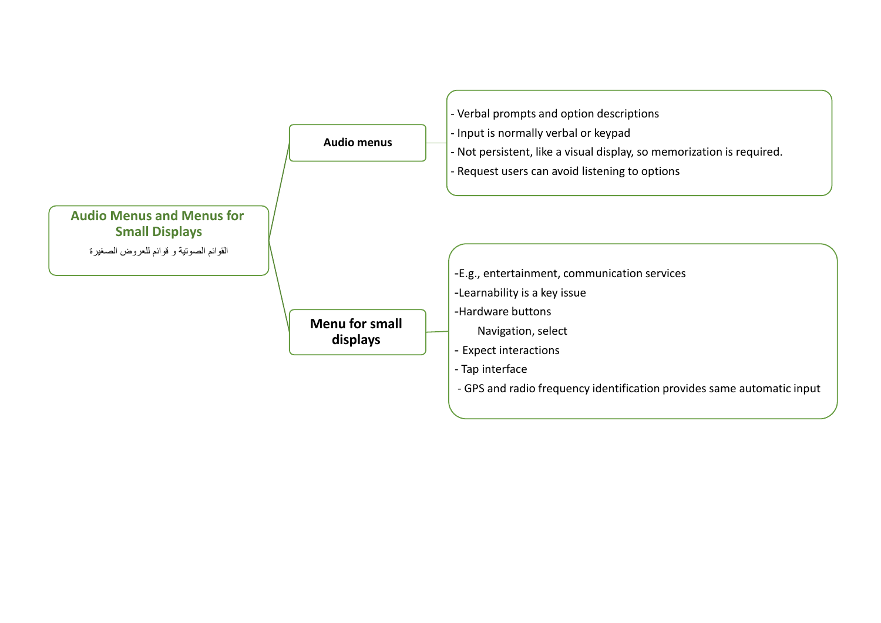# Audio Menus and Menus for Small Displays

القوائم الصوتية و قوائم للعروض الصغيرة

## Audio menus

- Verbal prompts and option descriptions
- Input is normally verbal or keypad
- Not persistent, like a visual display, so memorization is required.
- Request users can avoid listening to options

## Menu for small displays

- E.g., entertainment, communication services
- Learnability is a key issue
- Hardware buttons
    - Navigation, select
- Expect interactions
- Tap interface
- GPS and radio frequency identification provides same automatic input